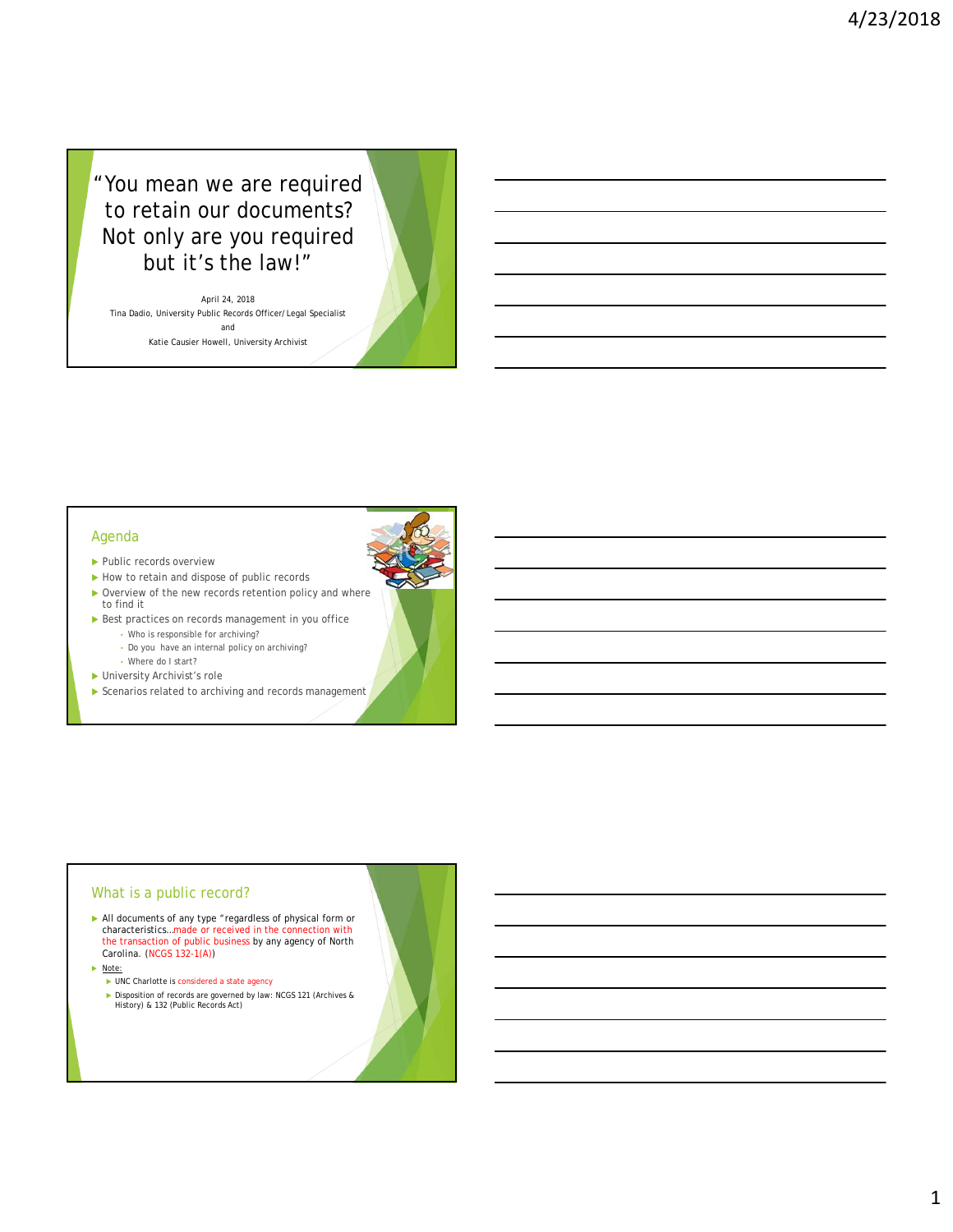# "You mean we are required to retain our documents? Not only are you required but it's the law!"

April 24, 2018

Tina Dadio, University Public Records Officer/Legal Specialist

and

Katie Causier Howell, University Archivist

## Agenda

- Public records overview
- How to retain and dispose of public records
- Overview of the new records retention policy and where to find it
- Best practices on records management in you office
  - Who is responsible for archiving?
  - Do you have an internal policy on archiving?
  - Where do I start?
- University Archivist's role
- Scenarios related to archiving and records management

## What is a public record?

- All documents of any type "regardless of physical form or characteristics…made or received in the connection with the transaction of public business by any agency of North Carolina. (NCGS 132-1(A))
- Note:
  - UNC Charlotte is considered a state agency
  - Disposition of records are governed by law: NCGS 121 (Archives & History) & 132 (Public Records Act)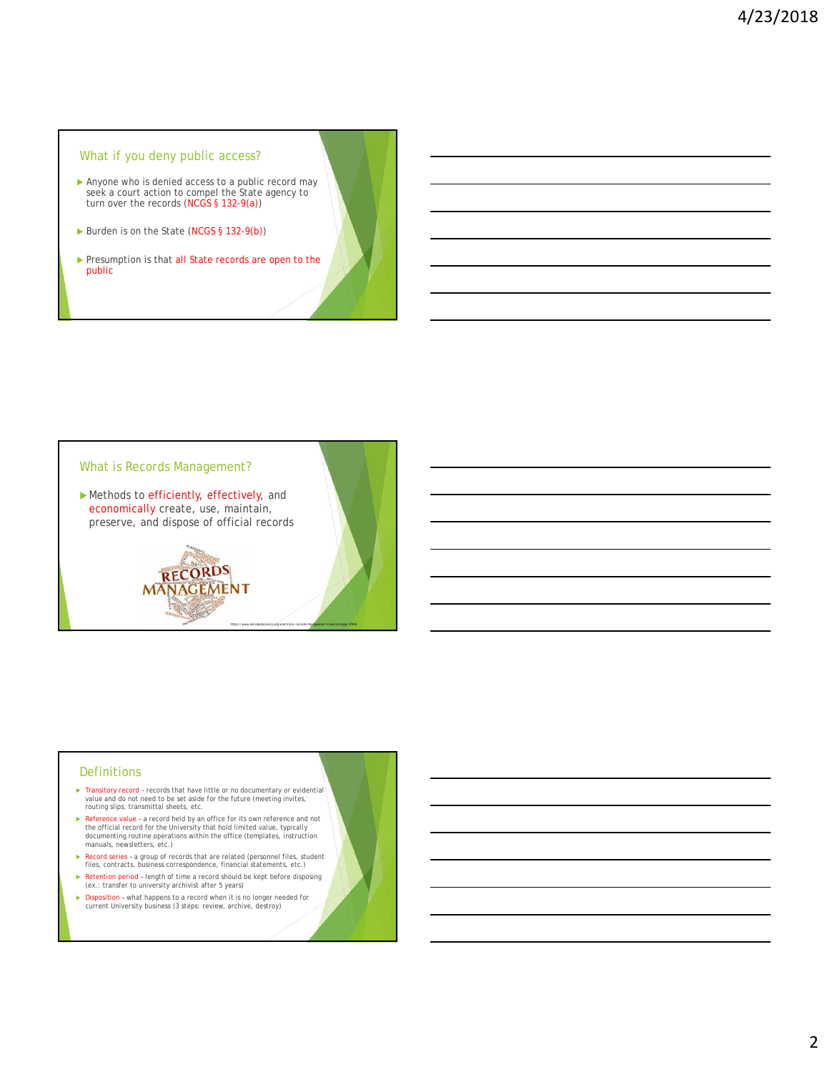## What if you deny public access?

- Anyone who is denied access to a public record may seek a court action to compel the State agency to turn over the records (NCGS § 132-9(a))
- Burden is on the State (NCGS § 132-9(b))
- Presumption is that all State records are open to the public

## What is Records Management?

- Methods to efficiently, effectively, and economically create, use, maintain, preserve, and dispose of official records

https://www.decodedscience.org/electronic-records-management-cloud-storage/27995

## Definitions

- Transitory record – records that have little or no documentary or evidential value and do not need to be set aside for the future (meeting invites, routing slips, transmittal sheets, etc.
- Reference value – a record held by an office for its own reference and not the official record for the University that hold limited value, typically documenting routine operations within the office (templates, instruction manuals, newsletters, etc.)
- Record series – a group of records that are related (personnel files, student files, contracts, business correspondence, financial statements, etc.)
- Retention period – length of time a record should be kept before disposing (ex.: transfer to university archivist after 5 years)
- Disposition – what happens to a record when it is no longer needed for current University business (3 steps: review, archive, destroy)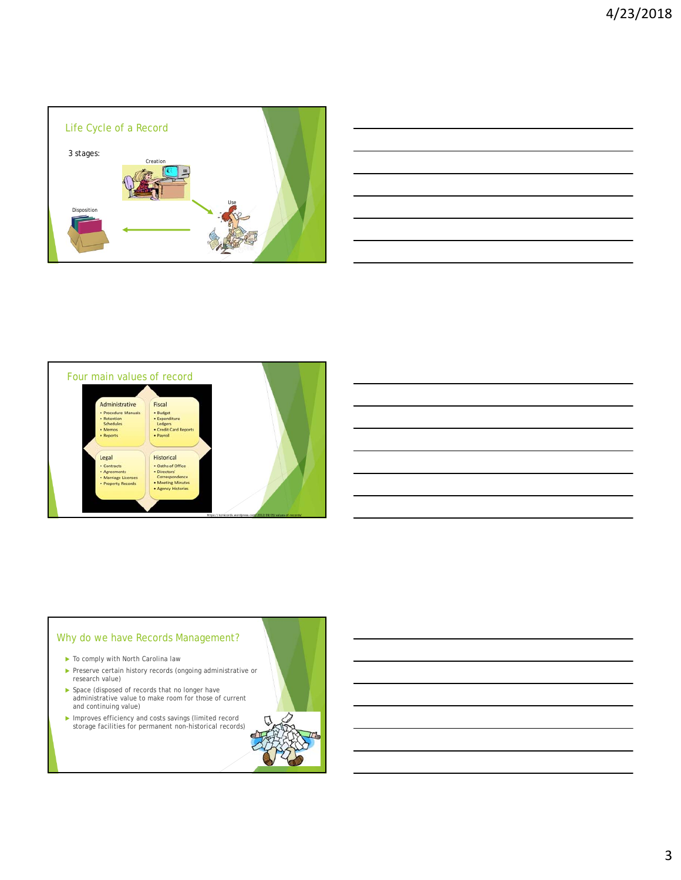## Life Cycle of a Record

3 stages:

Creation

Use

Disposition

## Four main values of record

**Administrative**
- Procedure Manuals
- Retention Schedules
- Memos
- Reports

**Fiscal**
- Budget
- Expenditure Ledgers
- Credit Card Reports
- Payroll

**Legal**
- Contracts
- Agreements
- Marriage Licenses
- Property Records

**Historical**
- Oaths of Office
- Directors' Correspondence
- Meeting Minutes
- Agency Histories

https://ncrecords.wordpress.com/2012/09/05/values-of-records/

## Why do we have Records Management?

- To comply with North Carolina law
- Preserve certain history records (ongoing administrative or research value)
- Space (disposed of records that no longer have administrative value to make room for those of current and continuing value)
- Improves efficiency and costs savings (limited record storage facilities for permanent non-historical records)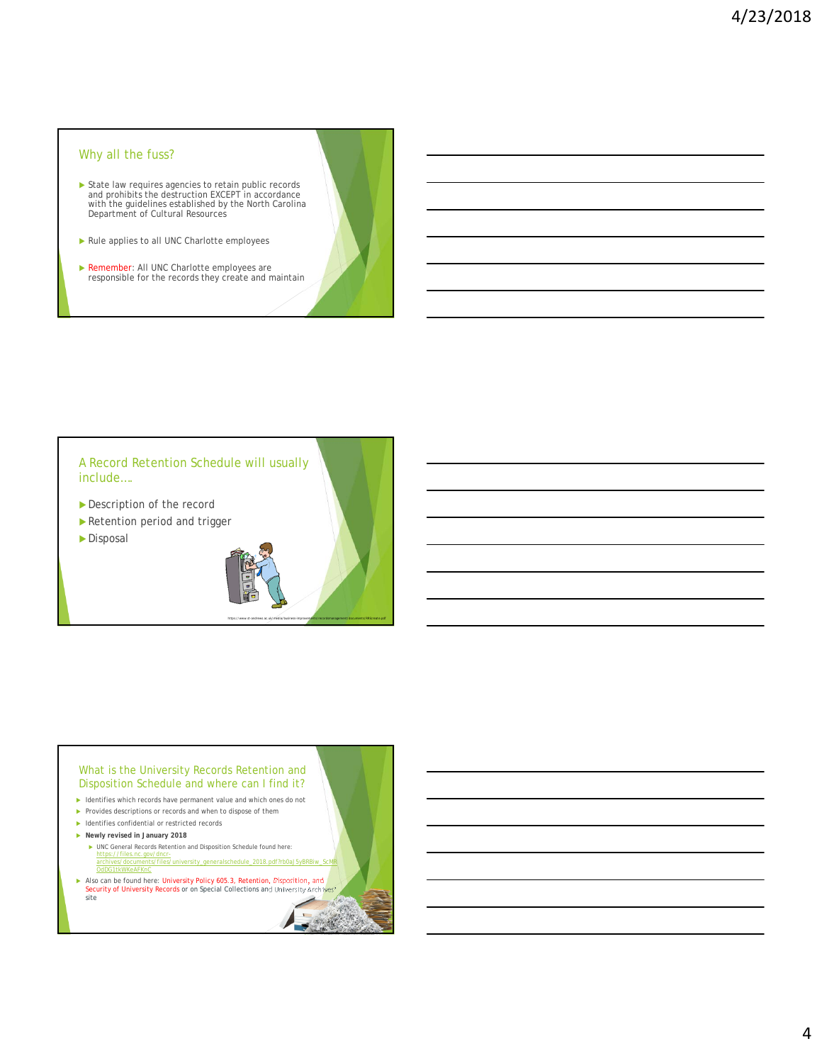## Why all the fuss?

- State law requires agencies to retain public records and prohibits the destruction EXCEPT in accordance with the guidelines established by the North Carolina Department of Cultural Resources
- Rule applies to all UNC Charlotte employees
- Remember: All UNC Charlotte employees are responsible for the records they create and maintain

## A Record Retention Schedule will usually include….

- Description of the record
- Retention period and trigger
- Disposal

https://www.st-andrews.ac.uk/media/business-improvements/recordsmanagement/documents/RRScreate.pdf

## What is the University Records Retention and Disposition Schedule and where can I find it?

- Identifies which records have permanent value and which ones do not
- Provides descriptions or records and when to dispose of them
- Identifies confidential or restricted records
- **Newly revised in January 2018**
  - UNC General Records Retention and Disposition Schedule found here: https://files.nc.gov/dncr-archives/documents/files/university_generalschedule_2018.pdf?rb0aJ5yBRBiw_ScMROdDG1tkWKeAFKnC
- Also can be found here: University Policy 605.3, Retention, Disposition, and Security of University Records or on Special Collections and University Archives' site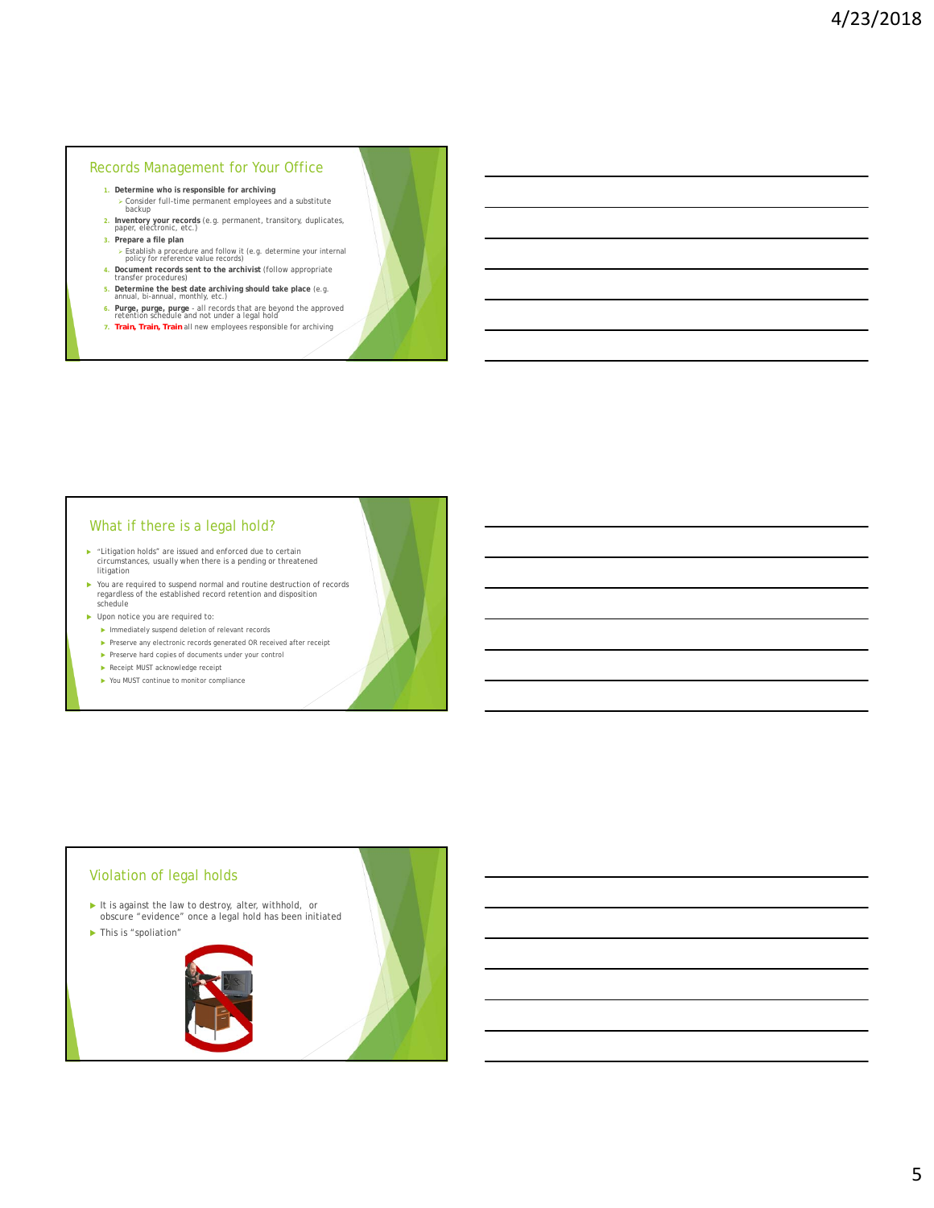## Records Management for Your Office

1. **Determine who is responsible for archiving**
   - Consider full-time permanent employees and a substitute backup
2. **Inventory your records** (e.g. permanent, transitory, duplicates, paper, electronic, etc.)
3. **Prepare a file plan**
   - Establish a procedure and follow it (e.g. determine your internal policy for reference value records)
4. **Document records sent to the archivist** (follow appropriate transfer procedures)
5. **Determine the best date archiving should take place** (e.g. annual, bi-annual, monthly, etc.)
6. **Purge, purge, purge** - all records that are beyond the approved retention schedule and not under a legal hold
7. **Train, Train, Train** all new employees responsible for archiving

## What if there is a legal hold?

- "Litigation holds" are issued and enforced due to certain circumstances, usually when there is a pending or threatened litigation
- You are required to suspend normal and routine destruction of records regardless of the established record retention and disposition schedule
- Upon notice you are required to:
  - Immediately suspend deletion of relevant records
  - Preserve any electronic records generated OR received after receipt
  - Preserve hard copies of documents under your control
  - Receipt MUST acknowledge receipt
  - You MUST continue to monitor compliance

## Violation of legal holds

- It is against the law to destroy, alter, withhold, or obscure "evidence" once a legal hold has been initiated
- This is "spoliation"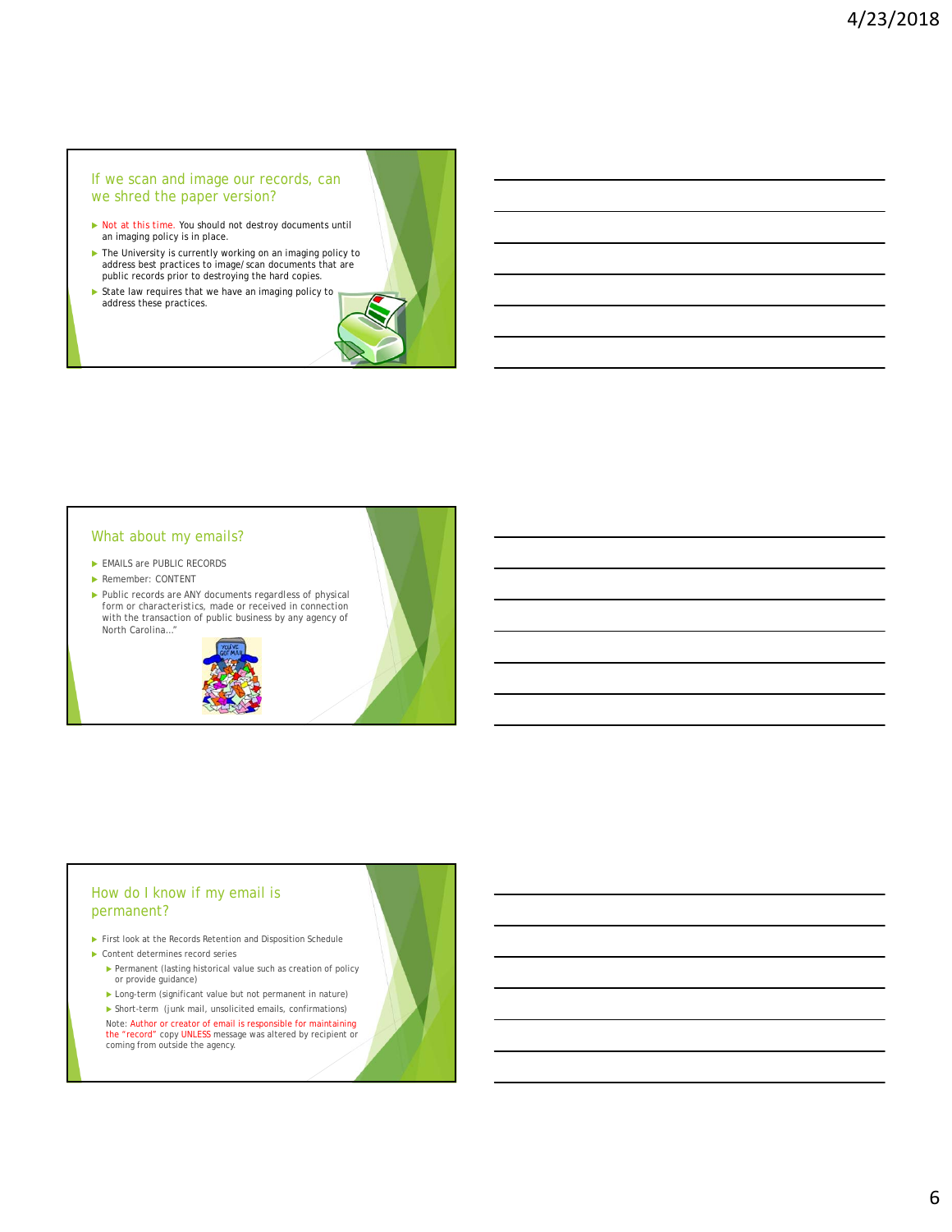## If we scan and image our records, can we shred the paper version?

- Not at this time. You should not destroy documents until an imaging policy is in place.
- The University is currently working on an imaging policy to address best practices to image/scan documents that are public records prior to destroying the hard copies.
- State law requires that we have an imaging policy to address these practices.

## What about my emails?

- EMAILS are PUBLIC RECORDS
- Remember: CONTENT
- Public records are ANY documents regardless of physical form or characteristics, made or received in connection with the transaction of public business by any agency of North Carolina..."

## How do I know if my email is permanent?

- First look at the Records Retention and Disposition Schedule
- Content determines record series
  - Permanent (lasting historical value such as creation of policy or provide guidance)
  - Long-term (significant value but not permanent in nature)
  - Short-term (junk mail, unsolicited emails, confirmations)

Note: Author or creator of email is responsible for maintaining the "record" copy UNLESS message was altered by recipient or coming from outside the agency.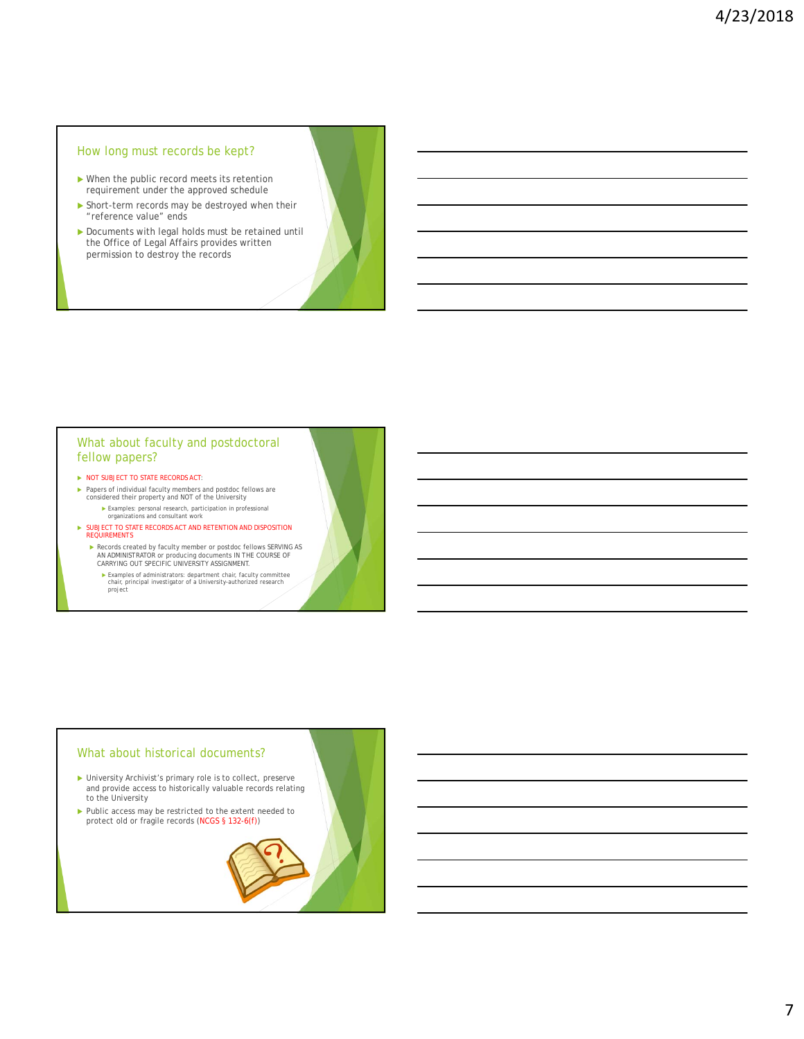## How long must records be kept?

- When the public record meets its retention requirement under the approved schedule
- Short-term records may be destroyed when their "reference value" ends
- Documents with legal holds must be retained until the Office of Legal Affairs provides written permission to destroy the records

## What about faculty and postdoctoral fellow papers?

- NOT SUBJECT TO STATE RECORDS ACT:
- Papers of individual faculty members and postdoc fellows are considered their property and NOT of the University
  - Examples: personal research, participation in professional organizations and consultant work
- SUBJECT TO STATE RECORDS ACT AND RETENTION AND DISPOSITION REQUIREMENTS
  - Records created by faculty member or postdoc fellows SERVING AS AN ADMINISTRATOR or producing documents IN THE COURSE OF CARRYING OUT SPECIFIC UNIVERSITY ASSIGNMENT.
    - Examples of administrators: department chair, faculty committee chair, principal investigator of a University-authorized research project

## What about historical documents?

- University Archivist's primary role is to collect, preserve and provide access to historically valuable records relating to the University
- Public access may be restricted to the extent needed to protect old or fragile records (NCGS § 132-6(f))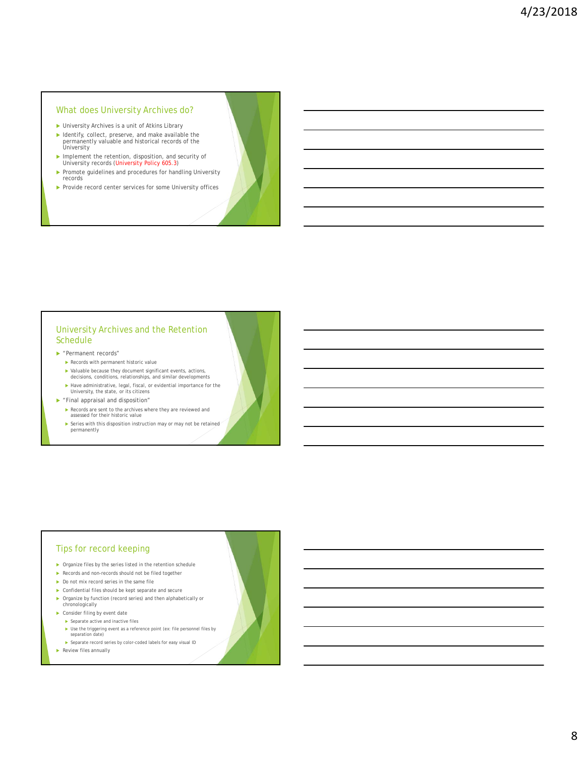## What does University Archives do?

- University Archives is a unit of Atkins Library
- Identify, collect, preserve, and make available the permanently valuable and historical records of the University
- Implement the retention, disposition, and security of University records (University Policy 605.3)
- Promote guidelines and procedures for handling University records
- Provide record center services for some University offices

## University Archives and the Retention Schedule

- "Permanent records"
  - Records with permanent historic value
  - Valuable because they document significant events, actions, decisions, conditions, relationships, and similar developments
  - Have administrative, legal, fiscal, or evidential importance for the University, the state, or its citizens
- "Final appraisal and disposition"
  - Records are sent to the archives where they are reviewed and assessed for their historic value
  - Series with this disposition instruction may or may not be retained permanently

## Tips for record keeping

- Organize files by the series listed in the retention schedule
- Records and non-records should not be filed together
- Do not mix record series in the same file
- Confidential files should be kept separate and secure
- Organize by function (record series) and then alphabetically or chronologically
- Consider filing by event date
  - Separate active and inactive files
  - Use the triggering event as a reference point (ex: file personnel files by separation date)
  - Separate record series by color-coded labels for easy visual ID
- Review files annually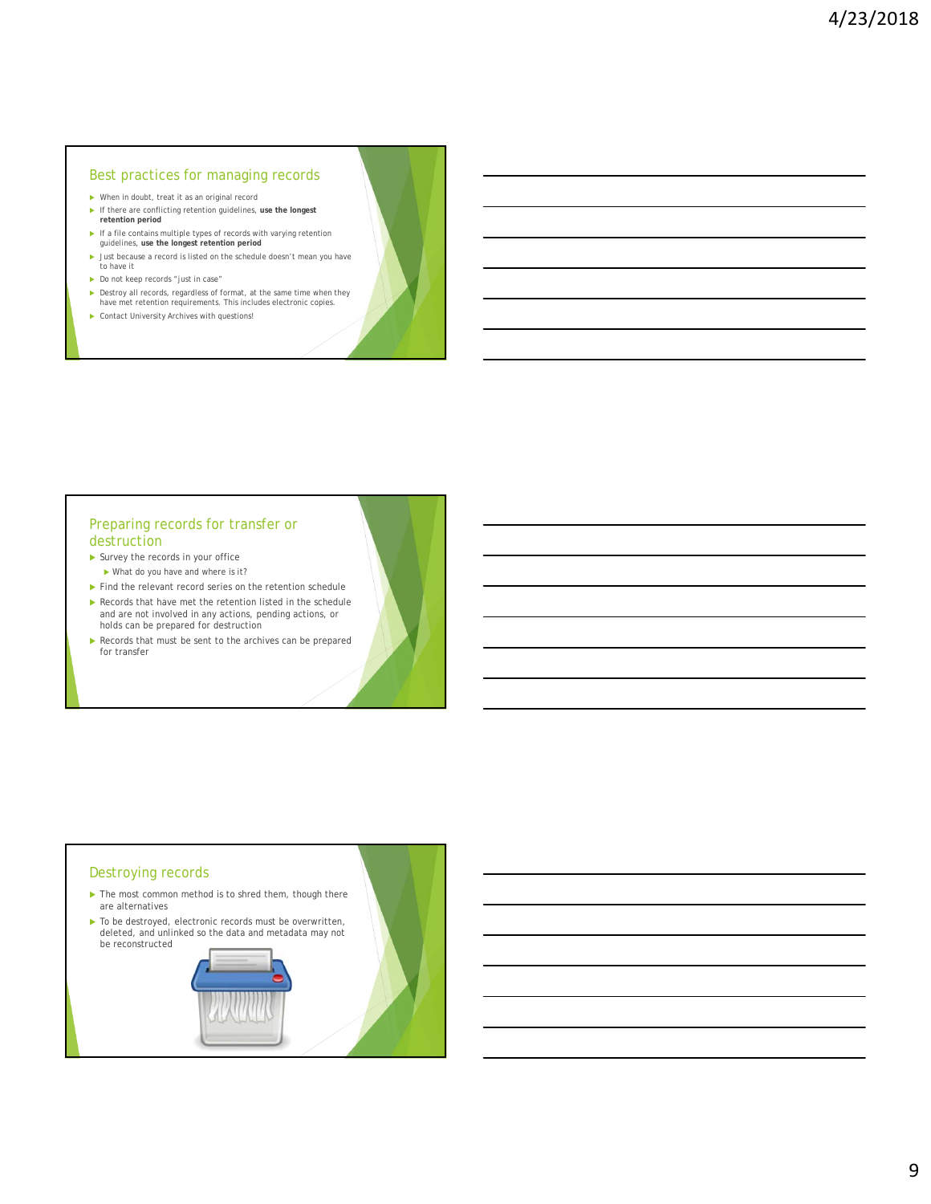## Best practices for managing records

- When in doubt, treat it as an original record
- If there are conflicting retention guidelines, **use the longest retention period**
- If a file contains multiple types of records with varying retention guidelines, **use the longest retention period**
- Just because a record is listed on the schedule doesn't mean you have to have it
- Do not keep records "just in case"
- Destroy all records, regardless of format, at the same time when they have met retention requirements. This includes electronic copies.
- Contact University Archives with questions!

## Preparing records for transfer or destruction

- Survey the records in your office
  - What do you have and where is it?
- Find the relevant record series on the retention schedule
- Records that have met the retention listed in the schedule and are not involved in any actions, pending actions, or holds can be prepared for destruction
- Records that must be sent to the archives can be prepared for transfer

## Destroying records

- The most common method is to shred them, though there are alternatives
- To be destroyed, electronic records must be overwritten, deleted, and unlinked so the data and metadata may not be reconstructed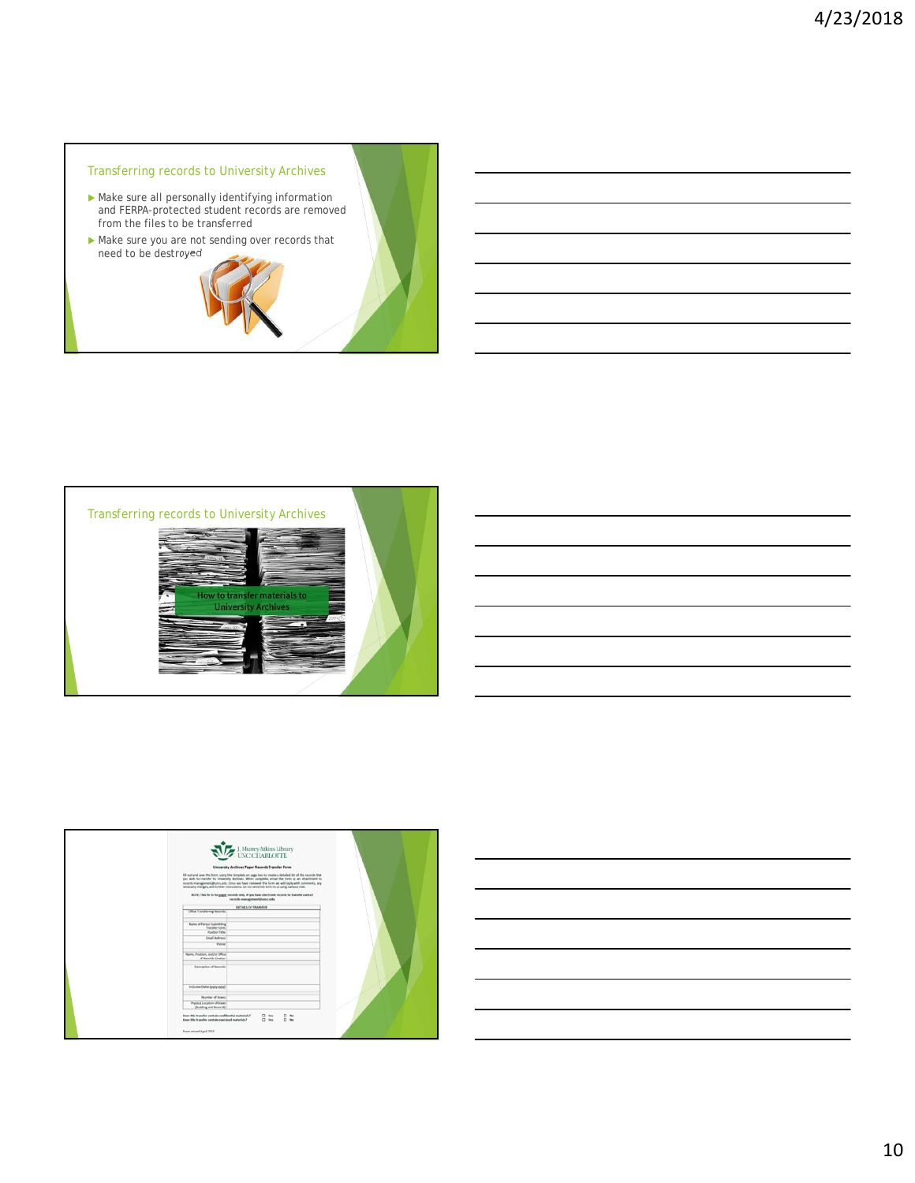## Transferring records to University Archives

- Make sure all personally identifying information and FERPA-protected student records are removed from the files to be transferred
- Make sure you are not sending over records that need to be destroyed

## Transferring records to University Archives

How to transfer materials to University Archives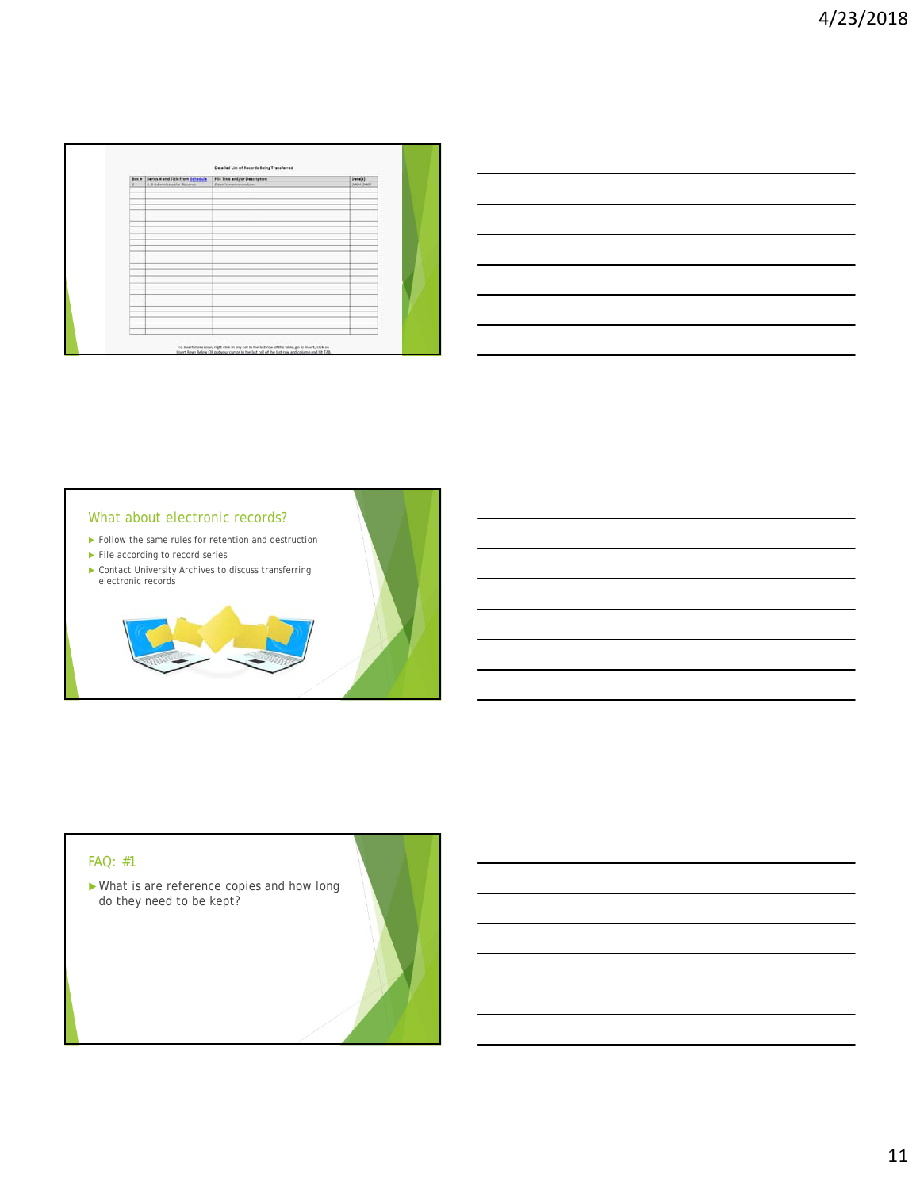Detailed List of Records Being Transferred

| Box # | Series # and Title from Schedule | File Title and/or Description | Date(s) |
|---|---|---|---|
| 1 | 1.3 Administrative Records | Dean's memorandums | 2001-2005 |

To insert more rows, right click in any cell in the last row of the table, go to Insert, click on Insert Rows Below OR put your cursor in the last cell of the last row and column and hit TAB.

## What about electronic records?

- Follow the same rules for retention and destruction
- File according to record series
- Contact University Archives to discuss transferring electronic records

## FAQ: #1

- What is are reference copies and how long do they need to be kept?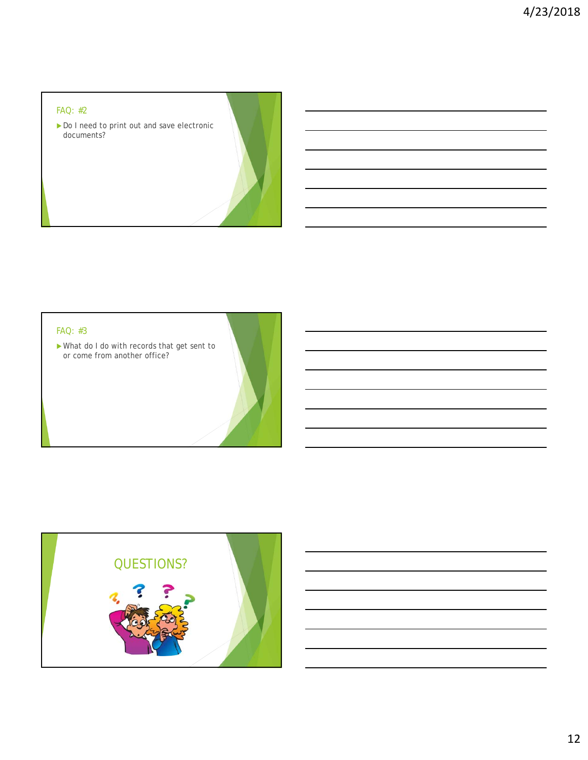## FAQ: #2

- Do I need to print out and save electronic documents?

## FAQ: #3

- What do I do with records that get sent to or come from another office?

## QUESTIONS?